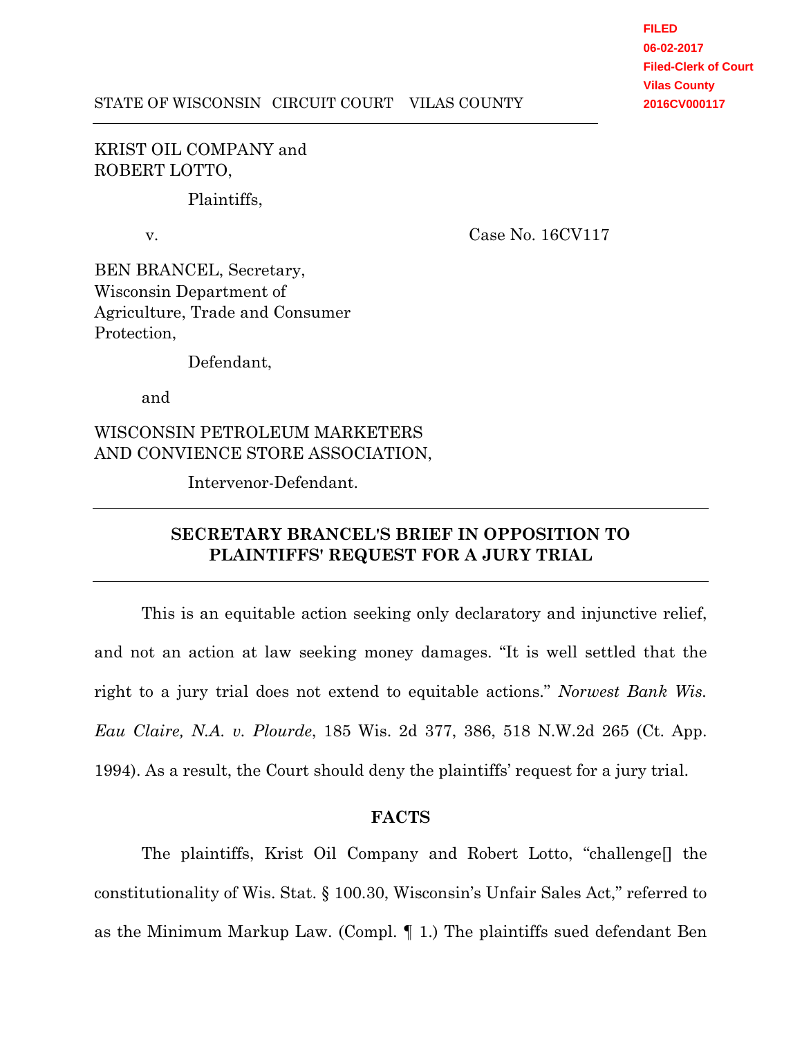FILED
06-02-2017
Filed-Clerk of Court
Vilas County
2016CV000117

STATE OF WISCONSIN CIRCUIT COURT VILAS COUNTY

---

KRIST OIL COMPANY and
ROBERT LOTTO,

Plaintiffs,

v. Case No. 16CV117

BEN BRANCEL, Secretary,
Wisconsin Department of
Agriculture, Trade and Consumer
Protection,

Defendant,

and

WISCONSIN PETROLEUM MARKETERS
AND CONVIENCE STORE ASSOCIATION,

Intervenor-Defendant.

---

**SECRETARY BRANCEL'S BRIEF IN OPPOSITION TO PLAINTIFFS' REQUEST FOR A JURY TRIAL**

---

This is an equitable action seeking only declaratory and injunctive relief, and not an action at law seeking money damages. "It is well settled that the right to a jury trial does not extend to equitable actions." *Norwest Bank Wis. Eau Claire, N.A. v. Plourde*, 185 Wis. 2d 377, 386, 518 N.W.2d 265 (Ct. App. 1994). As a result, the Court should deny the plaintiffs' request for a jury trial.

**FACTS**

The plaintiffs, Krist Oil Company and Robert Lotto, "challenge[] the constitutionality of Wis. Stat. § 100.30, Wisconsin's Unfair Sales Act," referred to as the Minimum Markup Law. (Compl. ¶ 1.) The plaintiffs sued defendant Ben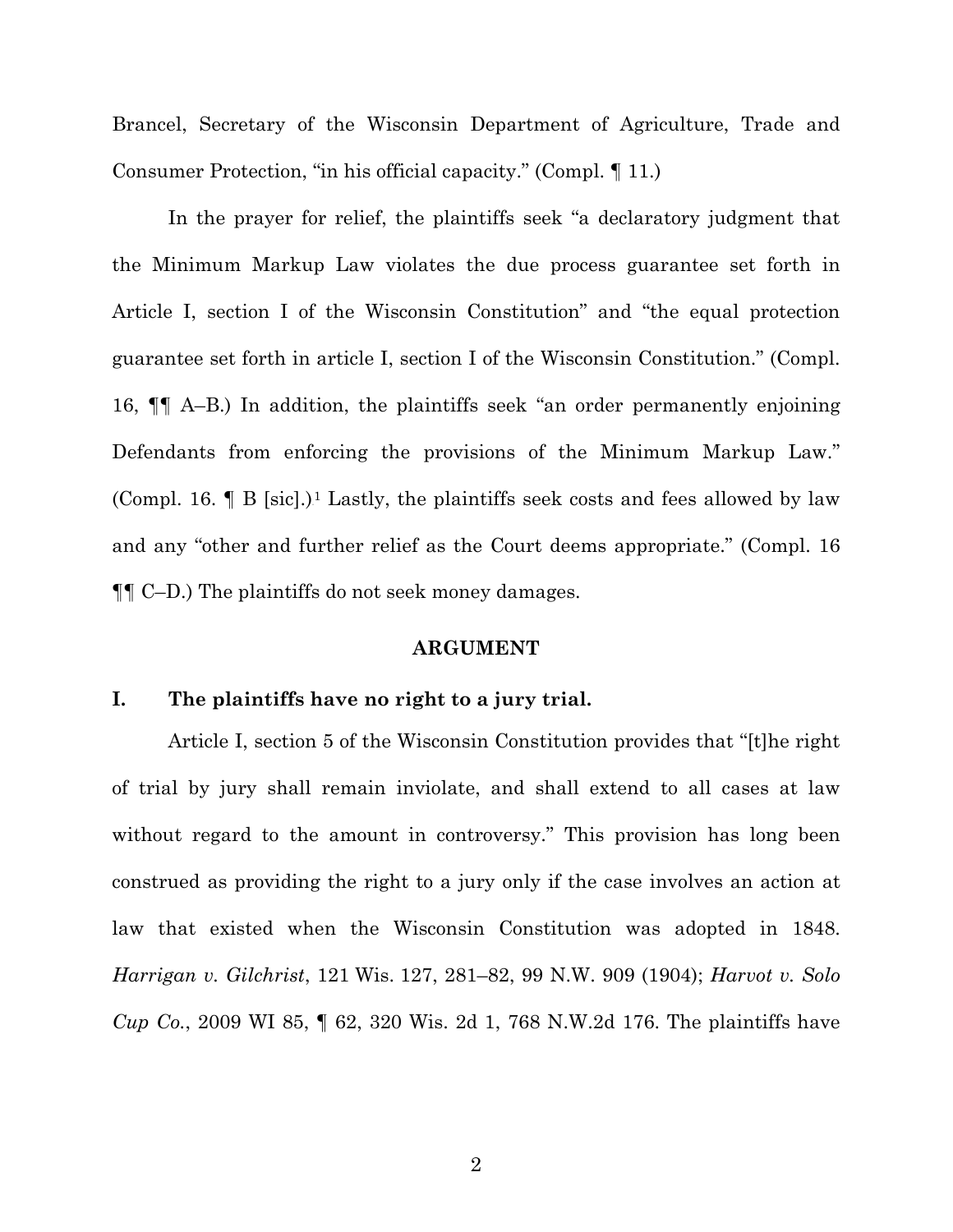Brancel, Secretary of the Wisconsin Department of Agriculture, Trade and Consumer Protection, "in his official capacity." (Compl. ¶ 11.)

In the prayer for relief, the plaintiffs seek "a declaratory judgment that the Minimum Markup Law violates the due process guarantee set forth in Article I, section I of the Wisconsin Constitution" and "the equal protection guarantee set forth in article I, section I of the Wisconsin Constitution." (Compl. 16, ¶¶ A–B.) In addition, the plaintiffs seek "an order permanently enjoining Defendants from enforcing the provisions of the Minimum Markup Law." (Compl. 16. ¶ B [sic].)[1] Lastly, the plaintiffs seek costs and fees allowed by law and any "other and further relief as the Court deems appropriate." (Compl. 16 ¶¶ C–D.) The plaintiffs do not seek money damages.

## ARGUMENT

### I. The plaintiffs have no right to a jury trial.

Article I, section 5 of the Wisconsin Constitution provides that "[t]he right of trial by jury shall remain inviolate, and shall extend to all cases at law without regard to the amount in controversy." This provision has long been construed as providing the right to a jury only if the case involves an action at law that existed when the Wisconsin Constitution was adopted in 1848. *Harrigan v. Gilchrist*, 121 Wis. 127, 281–82, 99 N.W. 909 (1904); *Harvot v. Solo Cup Co.*, 2009 WI 85, ¶ 62, 320 Wis. 2d 1, 768 N.W.2d 176. The plaintiffs have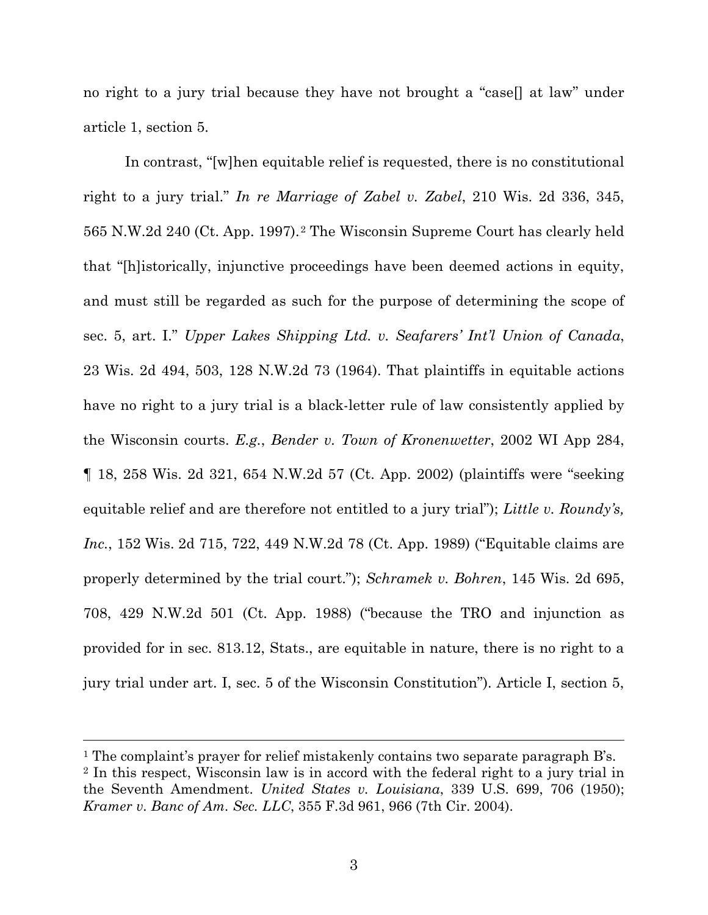no right to a jury trial because they have not brought a "case[] at law" under article 1, section 5.

In contrast, "[w]hen equitable relief is requested, there is no constitutional right to a jury trial." *In re Marriage of Zabel v. Zabel*, 210 Wis. 2d 336, 345, 565 N.W.2d 240 (Ct. App. 1997).[2] The Wisconsin Supreme Court has clearly held that "[h]istorically, injunctive proceedings have been deemed actions in equity, and must still be regarded as such for the purpose of determining the scope of sec. 5, art. I." *Upper Lakes Shipping Ltd. v. Seafarers' Int'l Union of Canada*, 23 Wis. 2d 494, 503, 128 N.W.2d 73 (1964). That plaintiffs in equitable actions have no right to a jury trial is a black-letter rule of law consistently applied by the Wisconsin courts. *E.g.*, *Bender v. Town of Kronenwetter*, 2002 WI App 284, ¶ 18, 258 Wis. 2d 321, 654 N.W.2d 57 (Ct. App. 2002) (plaintiffs were "seeking equitable relief and are therefore not entitled to a jury trial"); *Little v. Roundy's, Inc.*, 152 Wis. 2d 715, 722, 449 N.W.2d 78 (Ct. App. 1989) ("Equitable claims are properly determined by the trial court."); *Schramek v. Bohren*, 145 Wis. 2d 695, 708, 429 N.W.2d 501 (Ct. App. 1988) ("because the TRO and injunction as provided for in sec. 813.12, Stats., are equitable in nature, there is no right to a jury trial under art. I, sec. 5 of the Wisconsin Constitution"). Article I, section 5,

---

[1] The complaint's prayer for relief mistakenly contains two separate paragraph B's.

[2] In this respect, Wisconsin law is in accord with the federal right to a jury trial in the Seventh Amendment. *United States v. Louisiana*, 339 U.S. 699, 706 (1950); *Kramer v. Banc of Am. Sec. LLC*, 355 F.3d 961, 966 (7th Cir. 2004).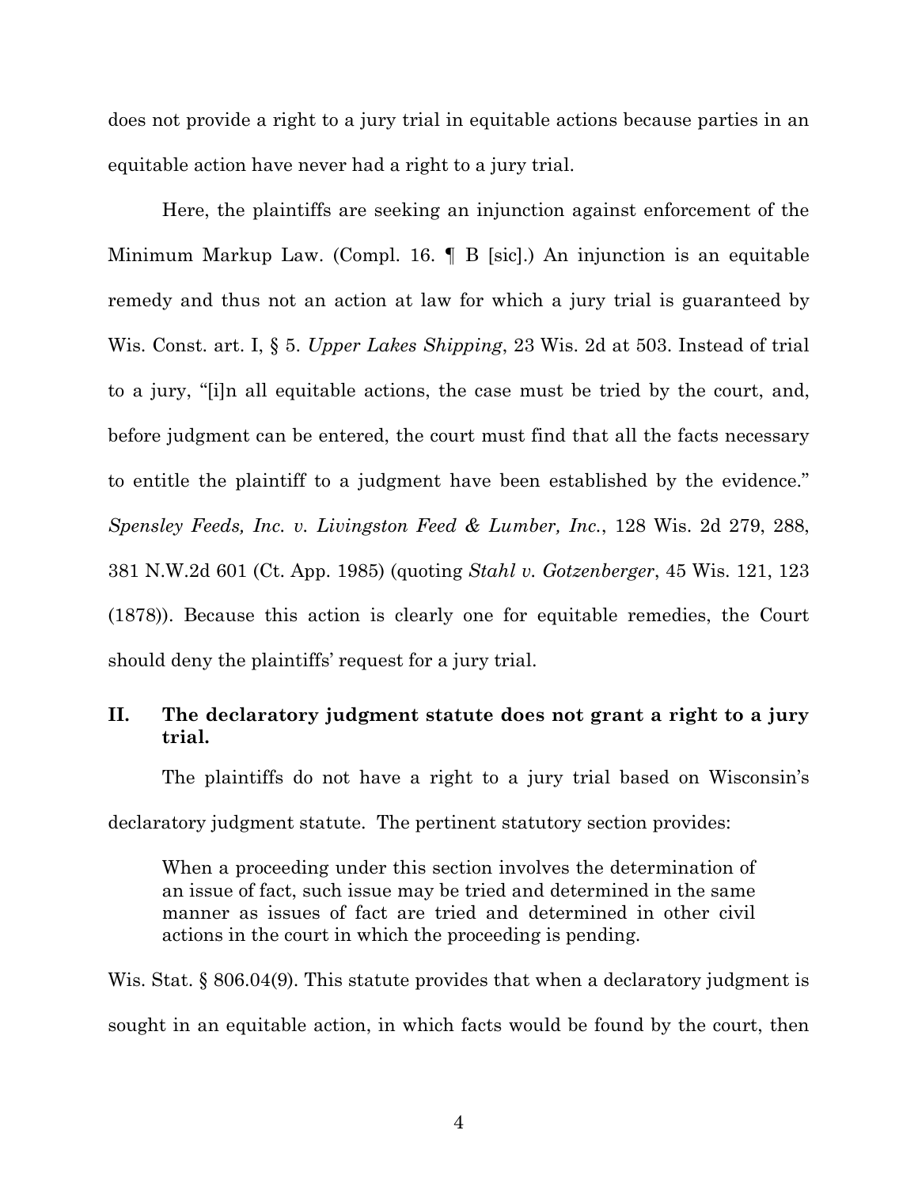does not provide a right to a jury trial in equitable actions because parties in an equitable action have never had a right to a jury trial.

Here, the plaintiffs are seeking an injunction against enforcement of the Minimum Markup Law. (Compl. 16. ¶ B [sic].) An injunction is an equitable remedy and thus not an action at law for which a jury trial is guaranteed by Wis. Const. art. I, § 5. *Upper Lakes Shipping*, 23 Wis. 2d at 503. Instead of trial to a jury, "[i]n all equitable actions, the case must be tried by the court, and, before judgment can be entered, the court must find that all the facts necessary to entitle the plaintiff to a judgment have been established by the evidence." *Spensley Feeds, Inc. v. Livingston Feed & Lumber, Inc.*, 128 Wis. 2d 279, 288, 381 N.W.2d 601 (Ct. App. 1985) (quoting *Stahl v. Gotzenberger*, 45 Wis. 121, 123 (1878)). Because this action is clearly one for equitable remedies, the Court should deny the plaintiffs' request for a jury trial.

## II. The declaratory judgment statute does not grant a right to a jury trial.

The plaintiffs do not have a right to a jury trial based on Wisconsin's declaratory judgment statute. The pertinent statutory section provides:

> When a proceeding under this section involves the determination of an issue of fact, such issue may be tried and determined in the same manner as issues of fact are tried and determined in other civil actions in the court in which the proceeding is pending.

Wis. Stat. § 806.04(9). This statute provides that when a declaratory judgment is sought in an equitable action, in which facts would be found by the court, then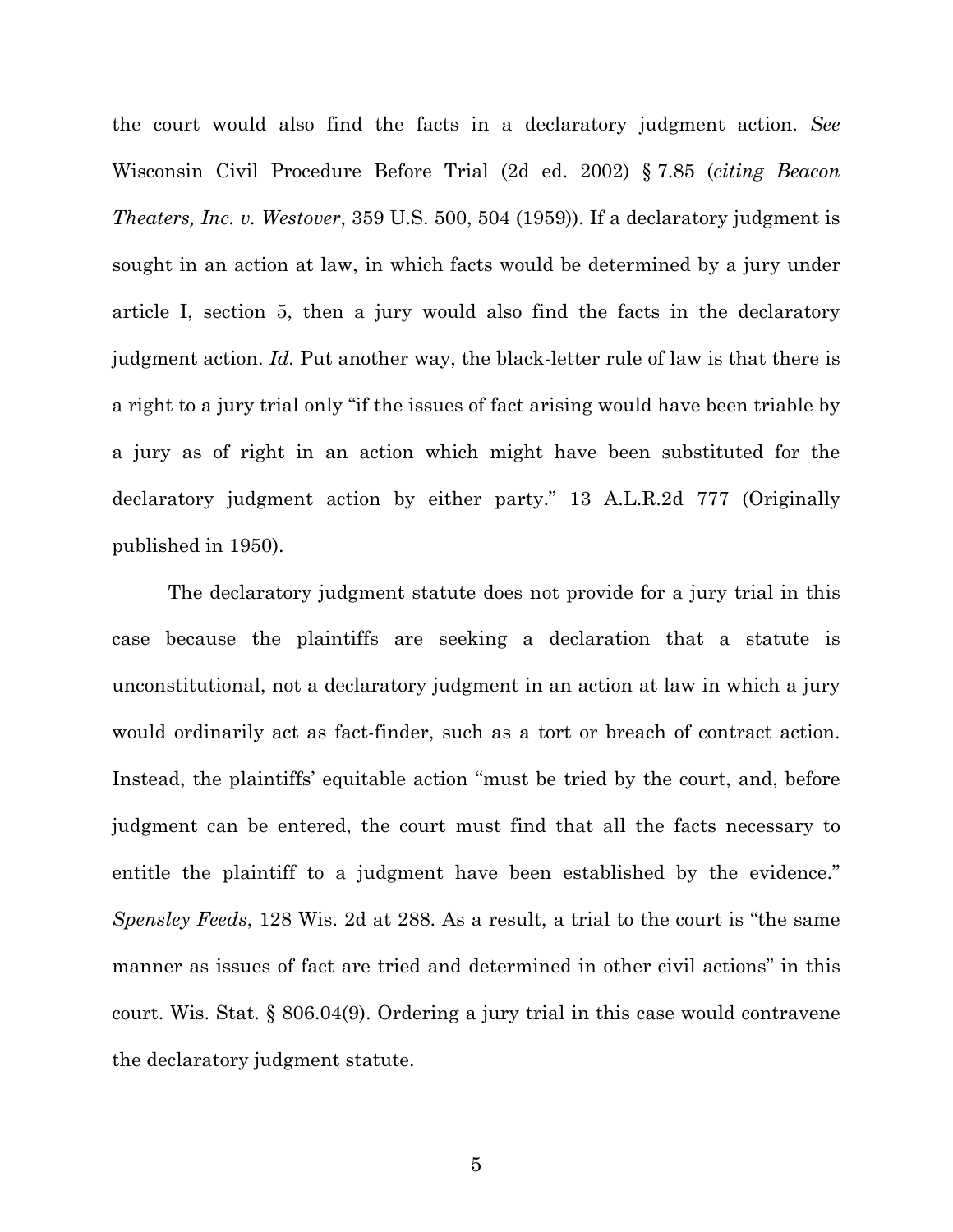the court would also find the facts in a declaratory judgment action. *See* Wisconsin Civil Procedure Before Trial (2d ed. 2002) § 7.85 (*citing Beacon Theaters, Inc. v. Westover*, 359 U.S. 500, 504 (1959)). If a declaratory judgment is sought in an action at law, in which facts would be determined by a jury under article I, section 5, then a jury would also find the facts in the declaratory judgment action. *Id.* Put another way, the black-letter rule of law is that there is a right to a jury trial only "if the issues of fact arising would have been triable by a jury as of right in an action which might have been substituted for the declaratory judgment action by either party." 13 A.L.R.2d 777 (Originally published in 1950).

The declaratory judgment statute does not provide for a jury trial in this case because the plaintiffs are seeking a declaration that a statute is unconstitutional, not a declaratory judgment in an action at law in which a jury would ordinarily act as fact-finder, such as a tort or breach of contract action. Instead, the plaintiffs' equitable action "must be tried by the court, and, before judgment can be entered, the court must find that all the facts necessary to entitle the plaintiff to a judgment have been established by the evidence." *Spensley Feeds*, 128 Wis. 2d at 288. As a result, a trial to the court is "the same manner as issues of fact are tried and determined in other civil actions" in this court. Wis. Stat. § 806.04(9). Ordering a jury trial in this case would contravene the declaratory judgment statute.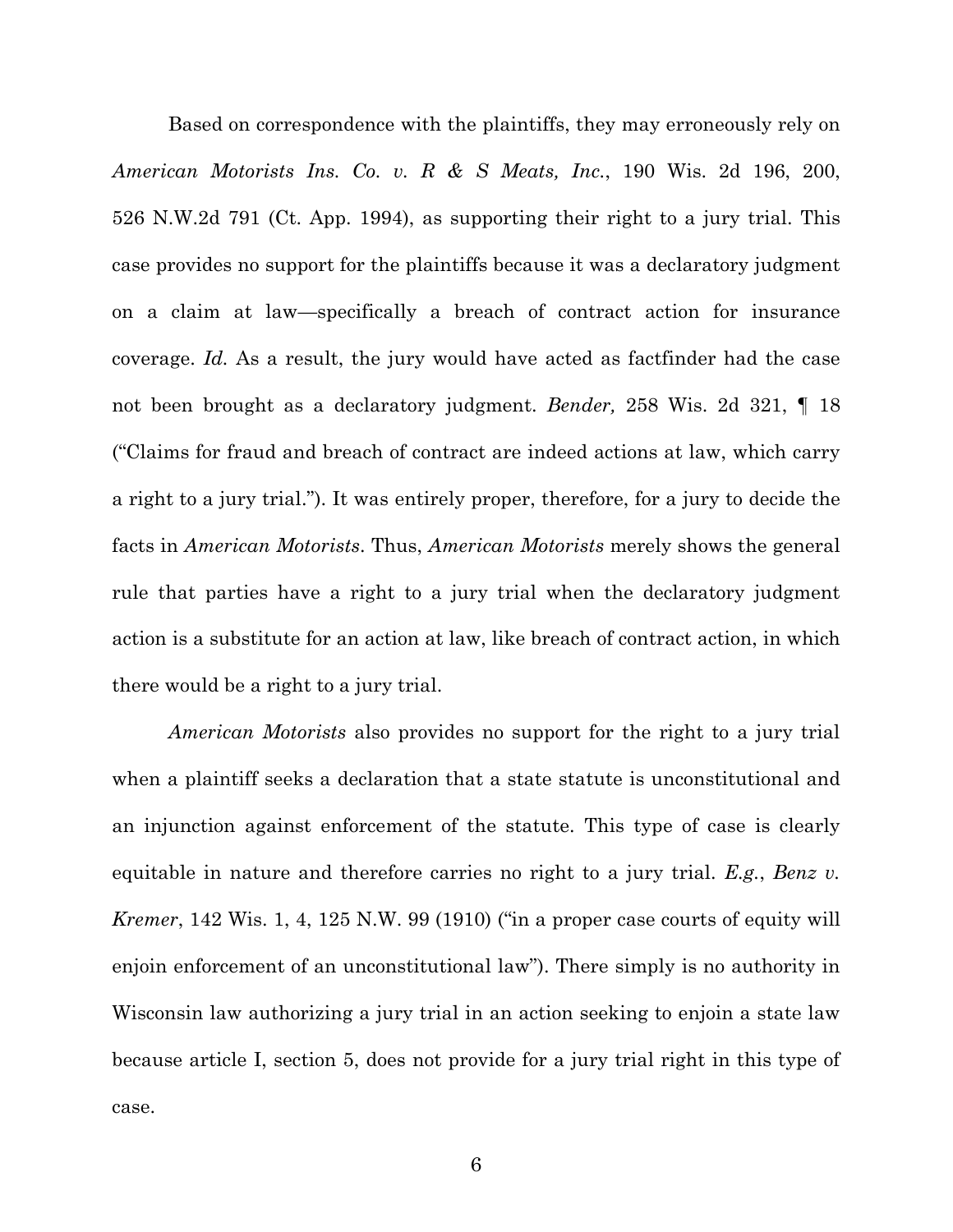Based on correspondence with the plaintiffs, they may erroneously rely on *American Motorists Ins. Co. v. R & S Meats, Inc.*, 190 Wis. 2d 196, 200, 526 N.W.2d 791 (Ct. App. 1994), as supporting their right to a jury trial. This case provides no support for the plaintiffs because it was a declaratory judgment on a claim at law—specifically a breach of contract action for insurance coverage. *Id.* As a result, the jury would have acted as factfinder had the case not been brought as a declaratory judgment. *Bender,* 258 Wis. 2d 321, ¶ 18 ("Claims for fraud and breach of contract are indeed actions at law, which carry a right to a jury trial."). It was entirely proper, therefore, for a jury to decide the facts in *American Motorists*. Thus, *American Motorists* merely shows the general rule that parties have a right to a jury trial when the declaratory judgment action is a substitute for an action at law, like breach of contract action, in which there would be a right to a jury trial.

*American Motorists* also provides no support for the right to a jury trial when a plaintiff seeks a declaration that a state statute is unconstitutional and an injunction against enforcement of the statute. This type of case is clearly equitable in nature and therefore carries no right to a jury trial. *E.g.*, *Benz v. Kremer*, 142 Wis. 1, 4, 125 N.W. 99 (1910) ("in a proper case courts of equity will enjoin enforcement of an unconstitutional law"). There simply is no authority in Wisconsin law authorizing a jury trial in an action seeking to enjoin a state law because article I, section 5, does not provide for a jury trial right in this type of case.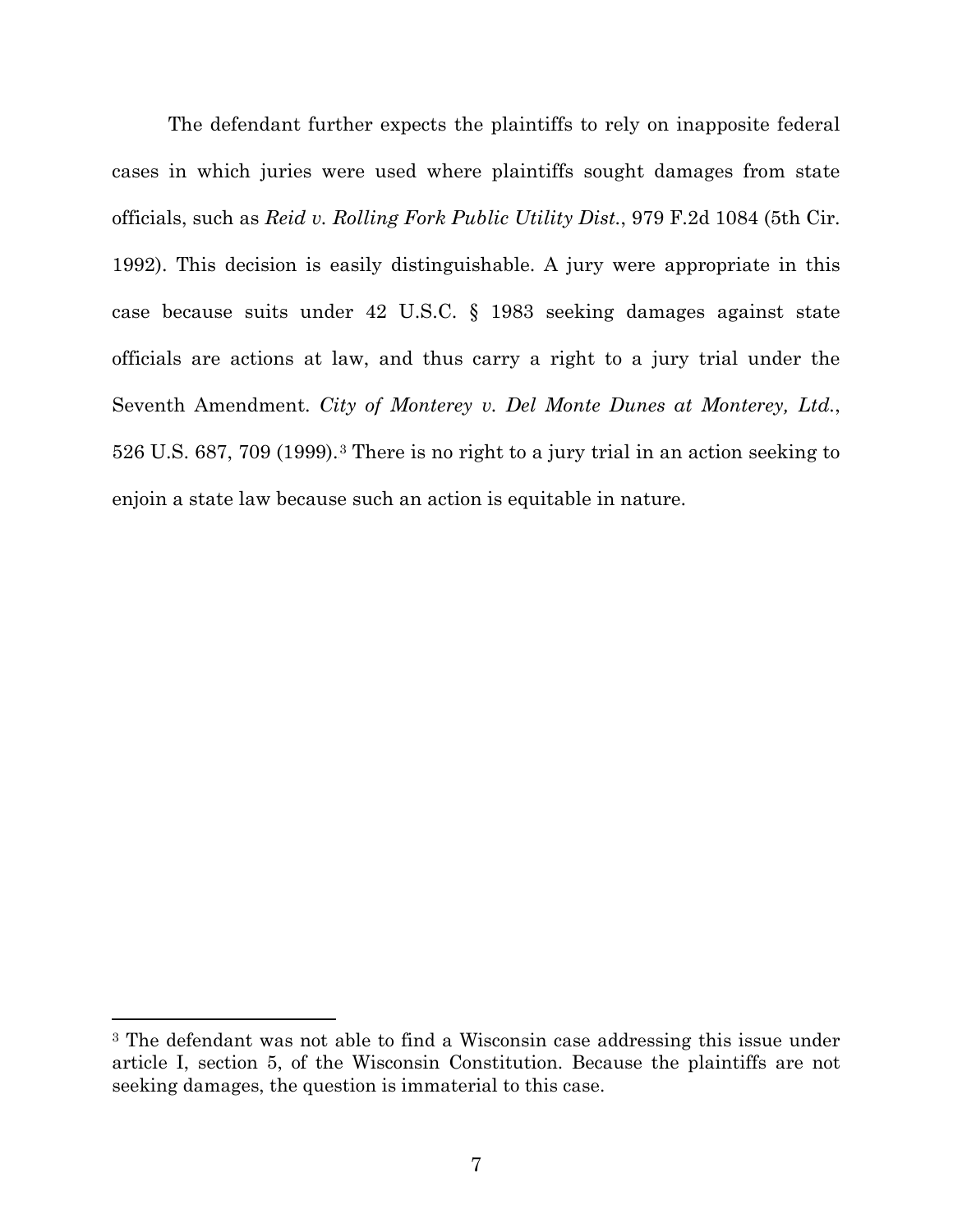The defendant further expects the plaintiffs to rely on inapposite federal cases in which juries were used where plaintiffs sought damages from state officials, such as *Reid v. Rolling Fork Public Utility Dist.*, 979 F.2d 1084 (5th Cir. 1992). This decision is easily distinguishable. A jury were appropriate in this case because suits under 42 U.S.C. § 1983 seeking damages against state officials are actions at law, and thus carry a right to a jury trial under the Seventh Amendment. *City of Monterey v. Del Monte Dunes at Monterey, Ltd.*, 526 U.S. 687, 709 (1999).[3] There is no right to a jury trial in an action seeking to enjoin a state law because such an action is equitable in nature.

---

[3] The defendant was not able to find a Wisconsin case addressing this issue under article I, section 5, of the Wisconsin Constitution. Because the plaintiffs are not seeking damages, the question is immaterial to this case.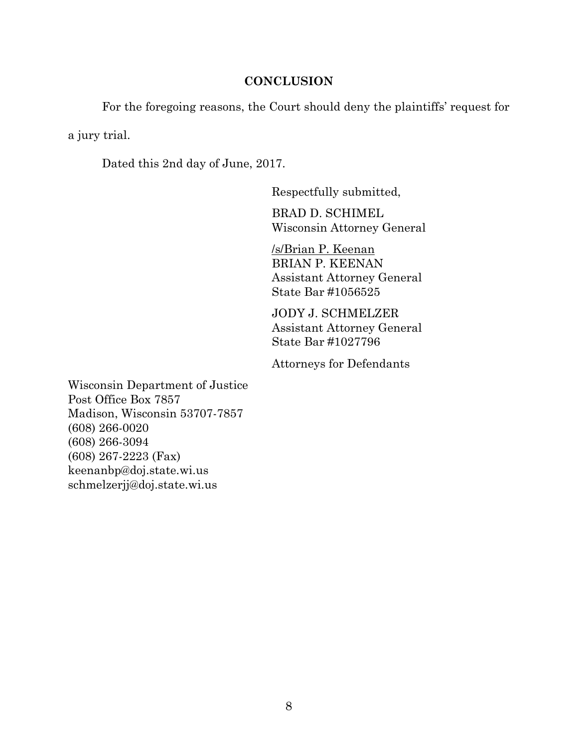## CONCLUSION

For the foregoing reasons, the Court should deny the plaintiffs' request for a jury trial.

Dated this 2nd day of June, 2017.

Respectfully submitted,

BRAD D. SCHIMEL  
Wisconsin Attorney General

/s/Brian P. Keenan  
BRIAN P. KEENAN  
Assistant Attorney General  
State Bar #1056525

JODY J. SCHMELZER  
Assistant Attorney General  
State Bar #1027796

Attorneys for Defendants

Wisconsin Department of Justice  
Post Office Box 7857  
Madison, Wisconsin 53707-7857  
(608) 266-0020  
(608) 266-3094  
(608) 267-2223 (Fax)  
keenanbp@doj.state.wi.us  
schmelzerjj@doj.state.wi.us